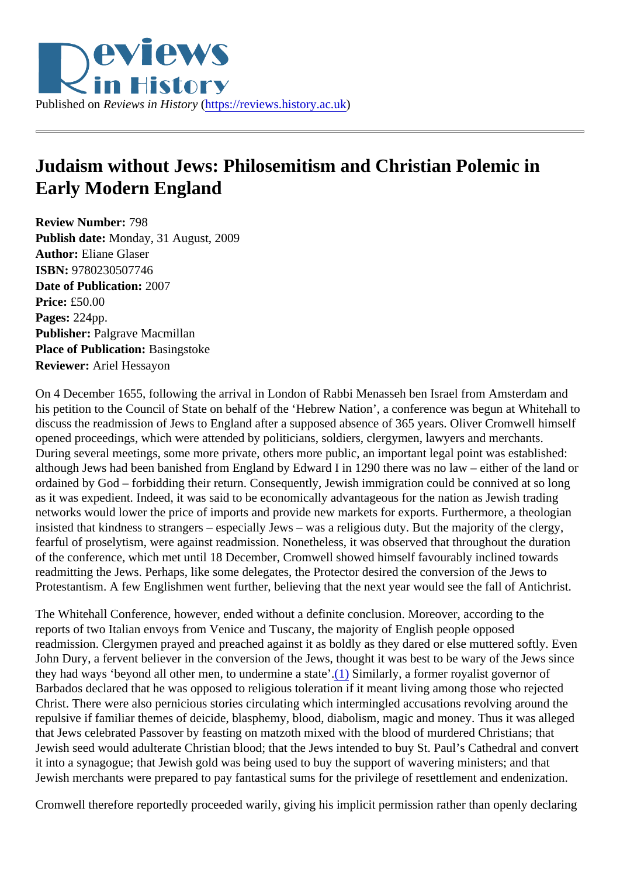Published on *Reviews in History* (https://reviews.history.ac.uk)

# Judaism without Jews: Philosemitism and Christian Polemic in Early Modern England

**Review Number:** 798
**Publish date:** Monday, 31 August, 2009
**Author:** Eliane Glaser
**ISBN:** 9780230507746
**Date of Publication:** 2007
**Price:** £50.00
**Pages:** 224pp.
**Publisher:** Palgrave Macmillan
**Place of Publication:** Basingstoke
**Reviewer:** Ariel Hessayon

On 4 December 1655, following the arrival in London of Rabbi Menasseh ben Israel from Amsterdam and his petition to the Council of State on behalf of the 'Hebrew Nation', a conference was begun at Whitehall to discuss the readmission of Jews to England after a supposed absence of 365 years. Oliver Cromwell himself opened proceedings, which were attended by politicians, soldiers, clergymen, lawyers and merchants. During several meetings, some more private, others more public, an important legal point was established: although Jews had been banished from England by Edward I in 1290 there was no law – either of the land or ordained by God – forbidding their return. Consequently, Jewish immigration could be connived at so long as it was expedient. Indeed, it was said to be economically advantageous for the nation as Jewish trading networks would lower the price of imports and provide new markets for exports. Furthermore, a theologian insisted that kindness to strangers – especially Jews – was a religious duty. But the majority of the clergy, fearful of proselytism, were against readmission. Nonetheless, it was observed that throughout the duration of the conference, which met until 18 December, Cromwell showed himself favourably inclined towards readmitting the Jews. Perhaps, like some delegates, the Protector desired the conversion of the Jews to Protestantism. A few Englishmen went further, believing that the next year would see the fall of Antichrist.

The Whitehall Conference, however, ended without a definite conclusion. Moreover, according to the reports of two Italian envoys from Venice and Tuscany, the majority of English people opposed readmission. Clergymen prayed and preached against it as boldly as they dared or else muttered softly. Even John Dury, a fervent believer in the conversion of the Jews, thought it was best to be wary of the Jews since they had ways 'beyond all other men, to undermine a state'.(1) Similarly, a former royalist governor of Barbados declared that he was opposed to religious toleration if it meant living among those who rejected Christ. There were also pernicious stories circulating which intermingled accusations revolving around the repulsive if familiar themes of deicide, blasphemy, blood, diabolism, magic and money. Thus it was alleged that Jews celebrated Passover by feasting on matzoth mixed with the blood of murdered Christians; that Jewish seed would adulterate Christian blood; that the Jews intended to buy St. Paul's Cathedral and convert it into a synagogue; that Jewish gold was being used to buy the support of wavering ministers; and that Jewish merchants were prepared to pay fantastical sums for the privilege of resettlement and endenization.

Cromwell therefore reportedly proceeded warily, giving his implicit permission rather than openly declaring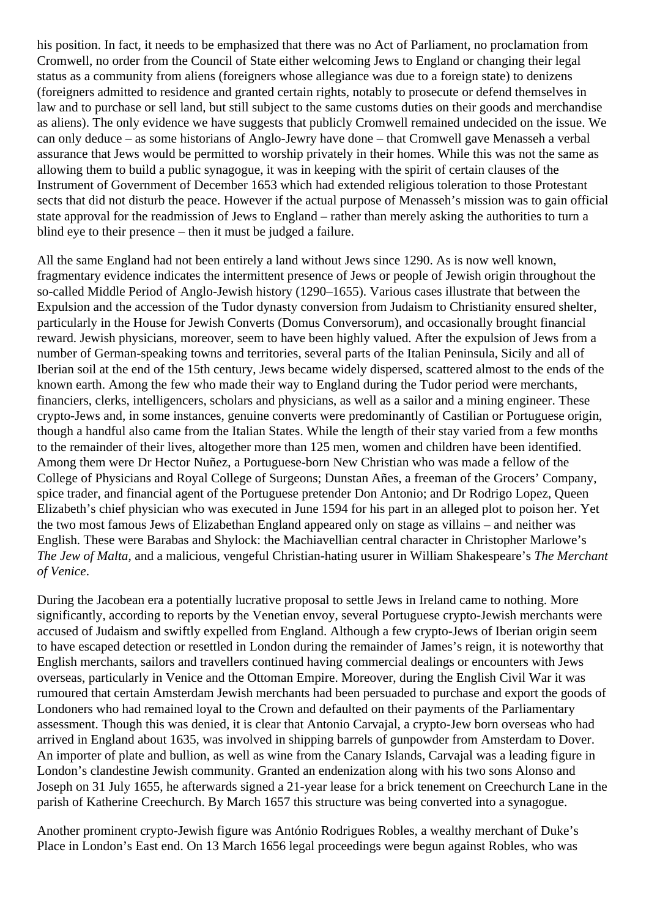his position. In fact, it needs to be emphasized that there was no Act of Parliament, no proclamation from Cromwell, no order from the Council of State either welcoming Jews to England or changing their legal status as a community from aliens (foreigners whose allegiance was due to a foreign state) to denizens (foreigners admitted to residence and granted certain rights, notably to prosecute or defend themselves in law and to purchase or sell land, but still subject to the same customs duties on their goods and merchandise as aliens). The only evidence we have suggests that publicly Cromwell remained undecided on the issue. We can only deduce – as some historians of Anglo-Jewry have done – that Cromwell gave Menasseh a verbal assurance that Jews would be permitted to worship privately in their homes. While this was not the same as allowing them to build a public synagogue, it was in keeping with the spirit of certain clauses of the Instrument of Government of December 1653 which had extended religious toleration to those Protestant sects that did not disturb the peace. However if the actual purpose of Menasseh's mission was to gain official state approval for the readmission of Jews to England – rather than merely asking the authorities to turn a blind eye to their presence – then it must be judged a failure.

All the same England had not been entirely a land without Jews since 1290. As is now well known, fragmentary evidence indicates the intermittent presence of Jews or people of Jewish origin throughout the so-called Middle Period of Anglo-Jewish history (1290–1655). Various cases illustrate that between the Expulsion and the accession of the Tudor dynasty conversion from Judaism to Christianity ensured shelter, particularly in the House for Jewish Converts (Domus Conversorum), and occasionally brought financial reward. Jewish physicians, moreover, seem to have been highly valued. After the expulsion of Jews from a number of German-speaking towns and territories, several parts of the Italian Peninsula, Sicily and all of Iberian soil at the end of the 15th century, Jews became widely dispersed, scattered almost to the ends of the known earth. Among the few who made their way to England during the Tudor period were merchants, financiers, clerks, intelligencers, scholars and physicians, as well as a sailor and a mining engineer. These crypto-Jews and, in some instances, genuine converts were predominantly of Castilian or Portuguese origin, though a handful also came from the Italian States. While the length of their stay varied from a few months to the remainder of their lives, altogether more than 125 men, women and children have been identified. Among them were Dr Hector Nuñez, a Portuguese-born New Christian who was made a fellow of the College of Physicians and Royal College of Surgeons; Dunstan Añes, a freeman of the Grocers' Company, spice trader, and financial agent of the Portuguese pretender Don Antonio; and Dr Rodrigo Lopez, Queen Elizabeth's chief physician who was executed in June 1594 for his part in an alleged plot to poison her. Yet the two most famous Jews of Elizabethan England appeared only on stage as villains – and neither was English. These were Barabas and Shylock: the Machiavellian central character in Christopher Marlowe's *The Jew of Malta*, and a malicious, vengeful Christian-hating usurer in William Shakespeare's *The Merchant of Venice*.

During the Jacobean era a potentially lucrative proposal to settle Jews in Ireland came to nothing. More significantly, according to reports by the Venetian envoy, several Portuguese crypto-Jewish merchants were accused of Judaism and swiftly expelled from England. Although a few crypto-Jews of Iberian origin seem to have escaped detection or resettled in London during the remainder of James's reign, it is noteworthy that English merchants, sailors and travellers continued having commercial dealings or encounters with Jews overseas, particularly in Venice and the Ottoman Empire. Moreover, during the English Civil War it was rumoured that certain Amsterdam Jewish merchants had been persuaded to purchase and export the goods of Londoners who had remained loyal to the Crown and defaulted on their payments of the Parliamentary assessment. Though this was denied, it is clear that Antonio Carvajal, a crypto-Jew born overseas who had arrived in England about 1635, was involved in shipping barrels of gunpowder from Amsterdam to Dover. An importer of plate and bullion, as well as wine from the Canary Islands, Carvajal was a leading figure in London's clandestine Jewish community. Granted an endenization along with his two sons Alonso and Joseph on 31 July 1655, he afterwards signed a 21-year lease for a brick tenement on Creechurch Lane in the parish of Katherine Creechurch. By March 1657 this structure was being converted into a synagogue.

Another prominent crypto-Jewish figure was António Rodrigues Robles, a wealthy merchant of Duke's Place in London's East end. On 13 March 1656 legal proceedings were begun against Robles, who was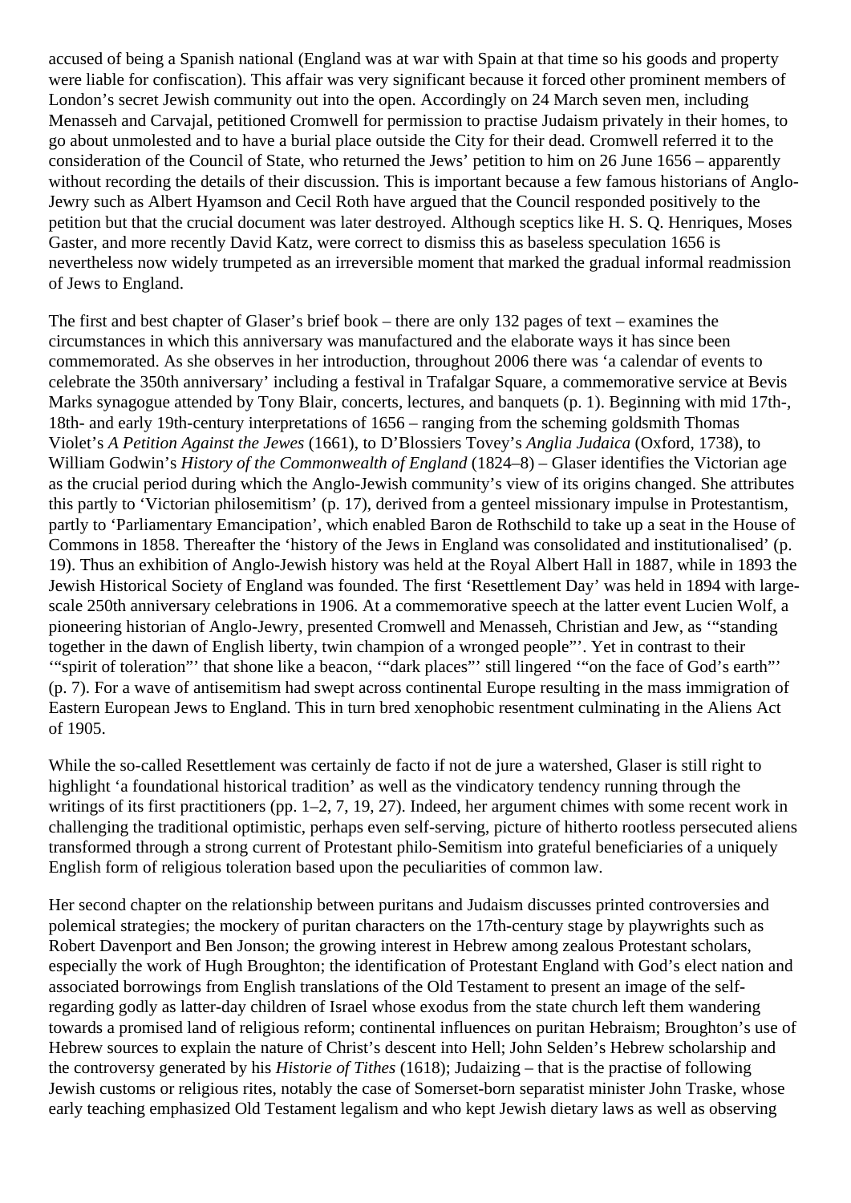accused of being a Spanish national (England was at war with Spain at that time so his goods and property were liable for confiscation). This affair was very significant because it forced other prominent members of London's secret Jewish community out into the open. Accordingly on 24 March seven men, including Menasseh and Carvajal, petitioned Cromwell for permission to practise Judaism privately in their homes, to go about unmolested and to have a burial place outside the City for their dead. Cromwell referred it to the consideration of the Council of State, who returned the Jews' petition to him on 26 June 1656 – apparently without recording the details of their discussion. This is important because a few famous historians of Anglo-Jewry such as Albert Hyamson and Cecil Roth have argued that the Council responded positively to the petition but that the crucial document was later destroyed. Although sceptics like H. S. Q. Henriques, Moses Gaster, and more recently David Katz, were correct to dismiss this as baseless speculation 1656 is nevertheless now widely trumpeted as an irreversible moment that marked the gradual informal readmission of Jews to England.

The first and best chapter of Glaser's brief book – there are only 132 pages of text – examines the circumstances in which this anniversary was manufactured and the elaborate ways it has since been commemorated. As she observes in her introduction, throughout 2006 there was 'a calendar of events to celebrate the 350th anniversary' including a festival in Trafalgar Square, a commemorative service at Bevis Marks synagogue attended by Tony Blair, concerts, lectures, and banquets (p. 1). Beginning with mid 17th-, 18th- and early 19th-century interpretations of 1656 – ranging from the scheming goldsmith Thomas Violet's *A Petition Against the Jewes* (1661), to D'Blossiers Tovey's *Anglia Judaica* (Oxford, 1738), to William Godwin's *History of the Commonwealth of England* (1824–8) – Glaser identifies the Victorian age as the crucial period during which the Anglo-Jewish community's view of its origins changed. She attributes this partly to 'Victorian philosemitism' (p. 17), derived from a genteel missionary impulse in Protestantism, partly to 'Parliamentary Emancipation', which enabled Baron de Rothschild to take up a seat in the House of Commons in 1858. Thereafter the 'history of the Jews in England was consolidated and institutionalised' (p. 19). Thus an exhibition of Anglo-Jewish history was held at the Royal Albert Hall in 1887, while in 1893 the Jewish Historical Society of England was founded. The first 'Resettlement Day' was held in 1894 with large-scale 250th anniversary celebrations in 1906. At a commemorative speech at the latter event Lucien Wolf, a pioneering historian of Anglo-Jewry, presented Cromwell and Menasseh, Christian and Jew, as '"standing together in the dawn of English liberty, twin champion of a wronged people"'. Yet in contrast to their '"spirit of toleration"' that shone like a beacon, '"dark places"' still lingered '"on the face of God's earth"' (p. 7). For a wave of antisemitism had swept across continental Europe resulting in the mass immigration of Eastern European Jews to England. This in turn bred xenophobic resentment culminating in the Aliens Act of 1905.

While the so-called Resettlement was certainly de facto if not de jure a watershed, Glaser is still right to highlight 'a foundational historical tradition' as well as the vindicatory tendency running through the writings of its first practitioners (pp. 1–2, 7, 19, 27). Indeed, her argument chimes with some recent work in challenging the traditional optimistic, perhaps even self-serving, picture of hitherto rootless persecuted aliens transformed through a strong current of Protestant philo-Semitism into grateful beneficiaries of a uniquely English form of religious toleration based upon the peculiarities of common law.

Her second chapter on the relationship between puritans and Judaism discusses printed controversies and polemical strategies; the mockery of puritan characters on the 17th-century stage by playwrights such as Robert Davenport and Ben Jonson; the growing interest in Hebrew among zealous Protestant scholars, especially the work of Hugh Broughton; the identification of Protestant England with God's elect nation and associated borrowings from English translations of the Old Testament to present an image of the self-regarding godly as latter-day children of Israel whose exodus from the state church left them wandering towards a promised land of religious reform; continental influences on puritan Hebraism; Broughton's use of Hebrew sources to explain the nature of Christ's descent into Hell; John Selden's Hebrew scholarship and the controversy generated by his *Historie of Tithes* (1618); Judaizing – that is the practise of following Jewish customs or religious rites, notably the case of Somerset-born separatist minister John Traske, whose early teaching emphasized Old Testament legalism and who kept Jewish dietary laws as well as observing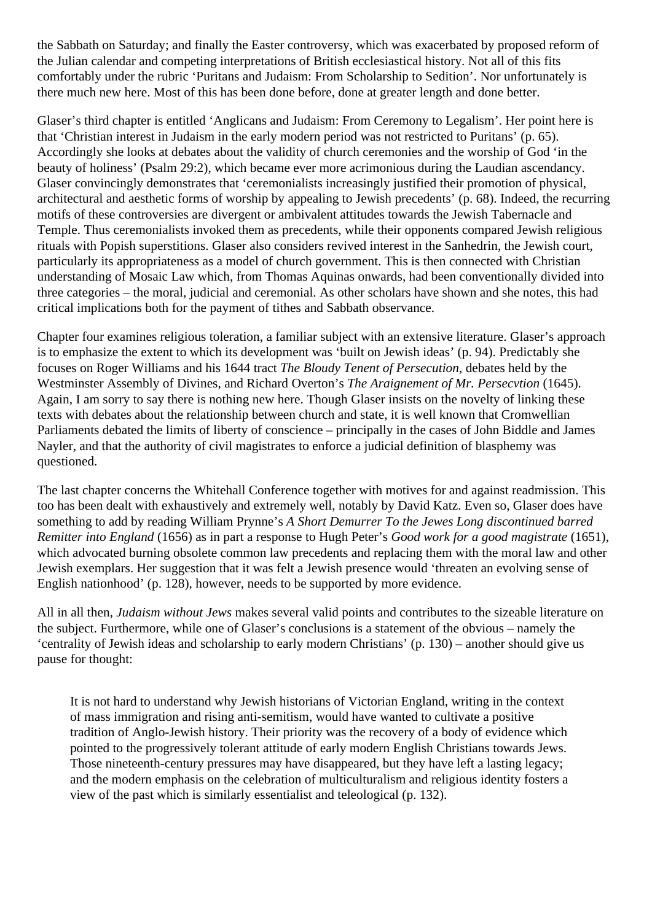the Sabbath on Saturday; and finally the Easter controversy, which was exacerbated by proposed reform of the Julian calendar and competing interpretations of British ecclesiastical history. Not all of this fits comfortably under the rubric 'Puritans and Judaism: From Scholarship to Sedition'. Nor unfortunately is there much new here. Most of this has been done before, done at greater length and done better.

Glaser's third chapter is entitled 'Anglicans and Judaism: From Ceremony to Legalism'. Her point here is that 'Christian interest in Judaism in the early modern period was not restricted to Puritans' (p. 65). Accordingly she looks at debates about the validity of church ceremonies and the worship of God 'in the beauty of holiness' (Psalm 29:2), which became ever more acrimonious during the Laudian ascendancy. Glaser convincingly demonstrates that 'ceremonialists increasingly justified their promotion of physical, architectural and aesthetic forms of worship by appealing to Jewish precedents' (p. 68). Indeed, the recurring motifs of these controversies are divergent or ambivalent attitudes towards the Jewish Tabernacle and Temple. Thus ceremonialists invoked them as precedents, while their opponents compared Jewish religious rituals with Popish superstitions. Glaser also considers revived interest in the Sanhedrin, the Jewish court, particularly its appropriateness as a model of church government. This is then connected with Christian understanding of Mosaic Law which, from Thomas Aquinas onwards, had been conventionally divided into three categories – the moral, judicial and ceremonial. As other scholars have shown and she notes, this had critical implications both for the payment of tithes and Sabbath observance.

Chapter four examines religious toleration, a familiar subject with an extensive literature. Glaser's approach is to emphasize the extent to which its development was 'built on Jewish ideas' (p. 94). Predictably she focuses on Roger Williams and his 1644 tract *The Bloudy Tenent of Persecution*, debates held by the Westminster Assembly of Divines, and Richard Overton's *The Araignement of Mr. Persecvtion* (1645). Again, I am sorry to say there is nothing new here. Though Glaser insists on the novelty of linking these texts with debates about the relationship between church and state, it is well known that Cromwellian Parliaments debated the limits of liberty of conscience – principally in the cases of John Biddle and James Nayler, and that the authority of civil magistrates to enforce a judicial definition of blasphemy was questioned.

The last chapter concerns the Whitehall Conference together with motives for and against readmission. This too has been dealt with exhaustively and extremely well, notably by David Katz. Even so, Glaser does have something to add by reading William Prynne's *A Short Demurrer To the Jewes Long discontinued barred Remitter into England* (1656) as in part a response to Hugh Peter's *Good work for a good magistrate* (1651), which advocated burning obsolete common law precedents and replacing them with the moral law and other Jewish exemplars. Her suggestion that it was felt a Jewish presence would 'threaten an evolving sense of English nationhood' (p. 128), however, needs to be supported by more evidence.

All in all then, *Judaism without Jews* makes several valid points and contributes to the sizeable literature on the subject. Furthermore, while one of Glaser's conclusions is a statement of the obvious – namely the 'centrality of Jewish ideas and scholarship to early modern Christians' (p. 130) – another should give us pause for thought:

> It is not hard to understand why Jewish historians of Victorian England, writing in the context of mass immigration and rising anti-semitism, would have wanted to cultivate a positive tradition of Anglo-Jewish history. Their priority was the recovery of a body of evidence which pointed to the progressively tolerant attitude of early modern English Christians towards Jews. Those nineteenth-century pressures may have disappeared, but they have left a lasting legacy; and the modern emphasis on the celebration of multiculturalism and religious identity fosters a view of the past which is similarly essentialist and teleological (p. 132).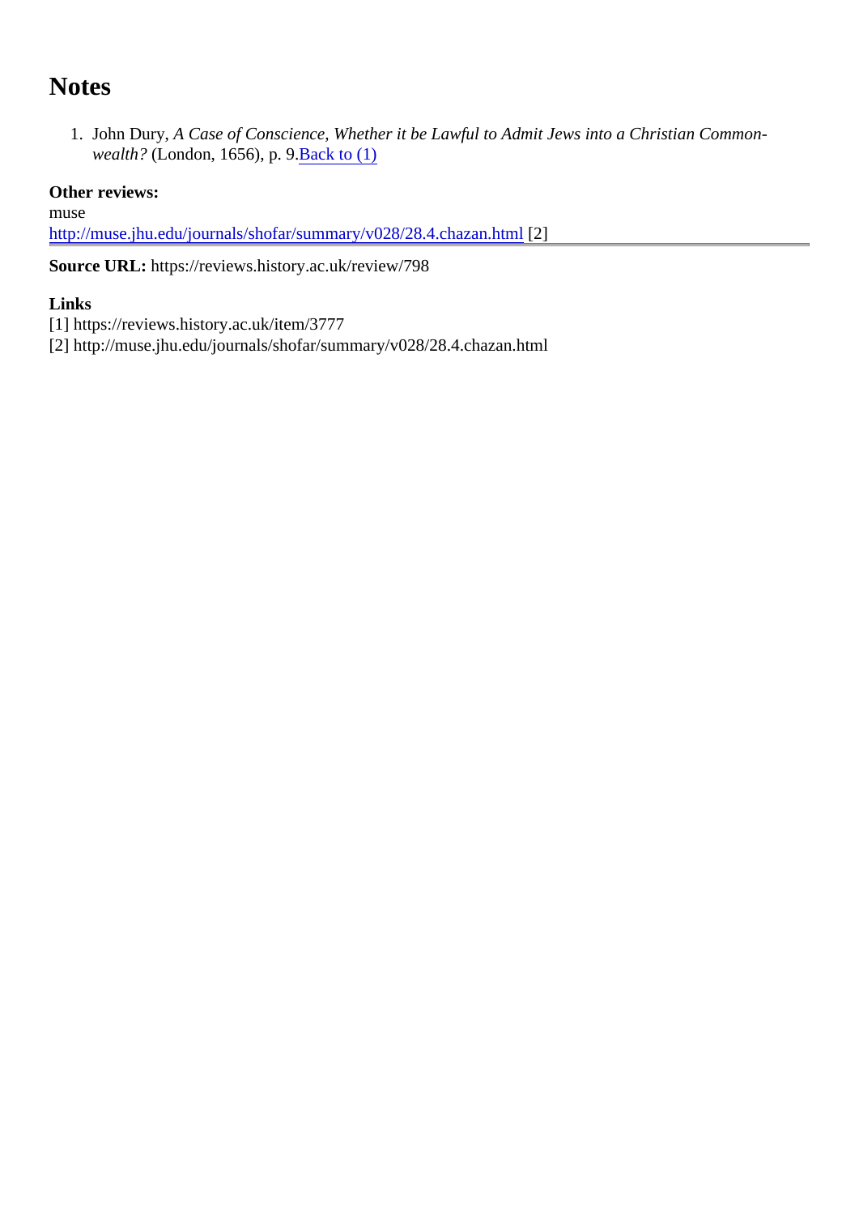## Notes

1. John Dury, *A Case of Conscience, Whether it be Lawful to Admit Jews into a Christian Common-wealth?* (London, 1656), p. 9.Back to (1)

**Other reviews:**
muse
http://muse.jhu.edu/journals/shofar/summary/v028/28.4.chazan.html [2]

---

**Source URL:** https://reviews.history.ac.uk/review/798

**Links**
[1] https://reviews.history.ac.uk/item/3777
[2] http://muse.jhu.edu/journals/shofar/summary/v028/28.4.chazan.html